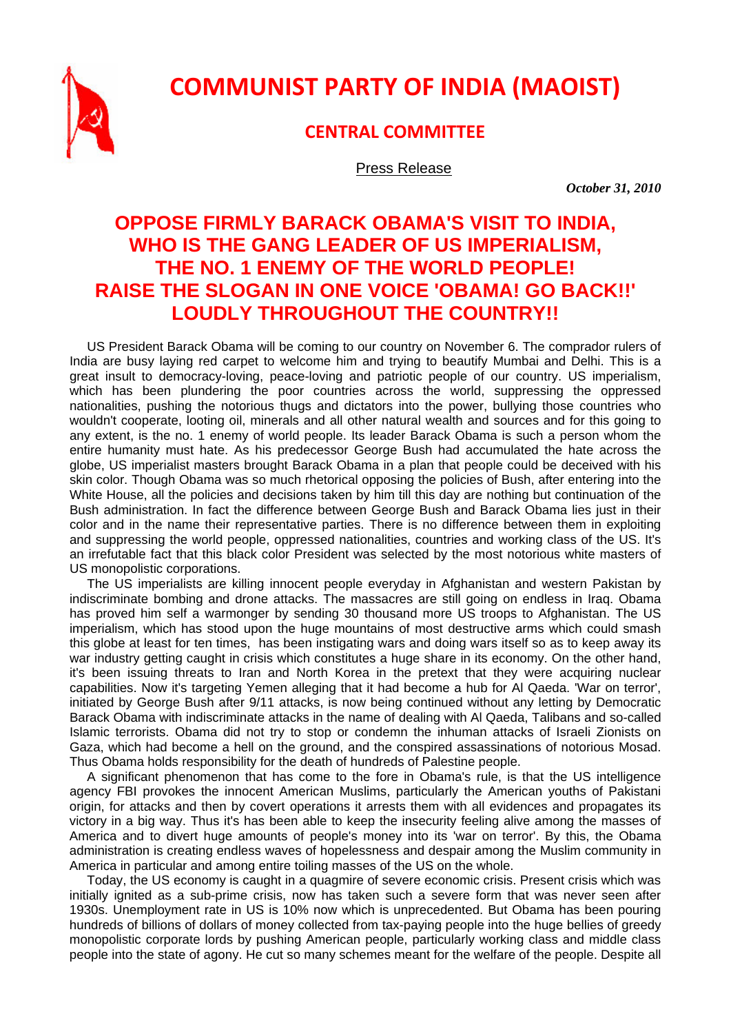# COMMUNIST PARTY OF INDIA (MAOIST)

## CENTRAL COMMITTEE

Press Release

*October 31, 2010*

## OPPOSE FIRMLY BARACK OBAMA'S VISIT TO INDIA, WHO IS THE GANG LEADER OF US IMPERIALISM, THE NO. 1 ENEMY OF THE WORLD PEOPLE! RAISE THE SLOGAN IN ONE VOICE 'OBAMA! GO BACK!!' LOUDLY THROUGHOUT THE COUNTRY!!

US President Barack Obama will be coming to our country on November 6. The comprador rulers of India are busy laying red carpet to welcome him and trying to beautify Mumbai and Delhi. This is a great insult to democracy-loving, peace-loving and patriotic people of our country. US imperialism, which has been plundering the poor countries across the world, suppressing the oppressed nationalities, pushing the notorious thugs and dictators into the power, bullying those countries who wouldn't cooperate, looting oil, minerals and all other natural wealth and sources and for this going to any extent, is the no. 1 enemy of world people. Its leader Barack Obama is such a person whom the entire humanity must hate. As his predecessor George Bush had accumulated the hate across the globe, US imperialist masters brought Barack Obama in a plan that people could be deceived with his skin color. Though Obama was so much rhetorical opposing the policies of Bush, after entering into the White House, all the policies and decisions taken by him till this day are nothing but continuation of the Bush administration. In fact the difference between George Bush and Barack Obama lies just in their color and in the name their representative parties. There is no difference between them in exploiting and suppressing the world people, oppressed nationalities, countries and working class of the US. It's an irrefutable fact that this black color President was selected by the most notorious white masters of US monopolistic corporations.

The US imperialists are killing innocent people everyday in Afghanistan and western Pakistan by indiscriminate bombing and drone attacks. The massacres are still going on endless in Iraq. Obama has proved him self a warmonger by sending 30 thousand more US troops to Afghanistan. The US imperialism, which has stood upon the huge mountains of most destructive arms which could smash this globe at least for ten times, has been instigating wars and doing wars itself so as to keep away its war industry getting caught in crisis which constitutes a huge share in its economy. On the other hand, it's been issuing threats to Iran and North Korea in the pretext that they were acquiring nuclear capabilities. Now it's targeting Yemen alleging that it had become a hub for Al Qaeda. 'War on terror', initiated by George Bush after 9/11 attacks, is now being continued without any letting by Democratic Barack Obama with indiscriminate attacks in the name of dealing with Al Qaeda, Talibans and so-called Islamic terrorists. Obama did not try to stop or condemn the inhuman attacks of Israeli Zionists on Gaza, which had become a hell on the ground, and the conspired assassinations of notorious Mosad. Thus Obama holds responsibility for the death of hundreds of Palestine people.

A significant phenomenon that has come to the fore in Obama's rule, is that the US intelligence agency FBI provokes the innocent American Muslims, particularly the American youths of Pakistani origin, for attacks and then by covert operations it arrests them with all evidences and propagates its victory in a big way. Thus it's has been able to keep the insecurity feeling alive among the masses of America and to divert huge amounts of people's money into its 'war on terror'. By this, the Obama administration is creating endless waves of hopelessness and despair among the Muslim community in America in particular and among entire toiling masses of the US on the whole.

Today, the US economy is caught in a quagmire of severe economic crisis. Present crisis which was initially ignited as a sub-prime crisis, now has taken such a severe form that was never seen after 1930s. Unemployment rate in US is 10% now which is unprecedented. But Obama has been pouring hundreds of billions of dollars of money collected from tax-paying people into the huge bellies of greedy monopolistic corporate lords by pushing American people, particularly working class and middle class people into the state of agony. He cut so many schemes meant for the welfare of the people. Despite all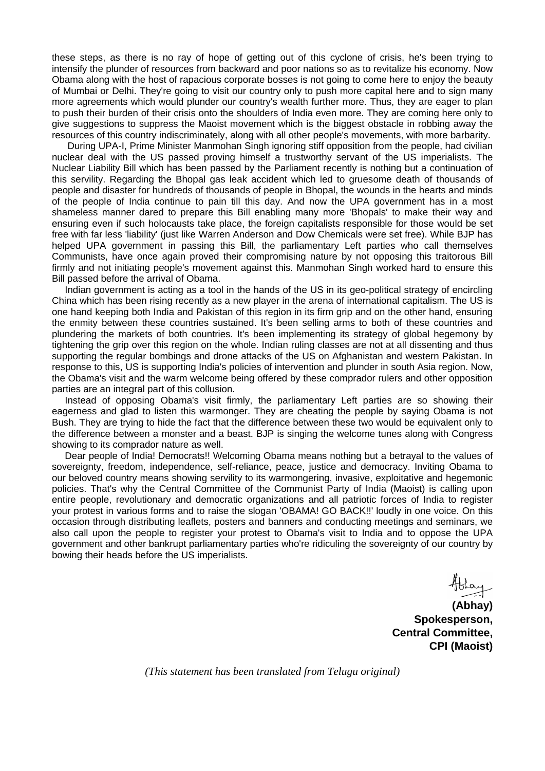these steps, as there is no ray of hope of getting out of this cyclone of crisis, he's been trying to intensify the plunder of resources from backward and poor nations so as to revitalize his economy. Now Obama along with the host of rapacious corporate bosses is not going to come here to enjoy the beauty of Mumbai or Delhi. They're going to visit our country only to push more capital here and to sign many more agreements which would plunder our country's wealth further more. Thus, they are eager to plan to push their burden of their crisis onto the shoulders of India even more. They are coming here only to give suggestions to suppress the Maoist movement which is the biggest obstacle in robbing away the resources of this country indiscriminately, along with all other people's movements, with more barbarity.

During UPA-I, Prime Minister Manmohan Singh ignoring stiff opposition from the people, had civilian nuclear deal with the US passed proving himself a trustworthy servant of the US imperialists. The Nuclear Liability Bill which has been passed by the Parliament recently is nothing but a continuation of this servility. Regarding the Bhopal gas leak accident which led to gruesome death of thousands of people and disaster for hundreds of thousands of people in Bhopal, the wounds in the hearts and minds of the people of India continue to pain till this day. And now the UPA government has in a most shameless manner dared to prepare this Bill enabling many more 'Bhopals' to make their way and ensuring even if such holocausts take place, the foreign capitalists responsible for those would be set free with far less 'liability' (just like Warren Anderson and Dow Chemicals were set free). While BJP has helped UPA government in passing this Bill, the parliamentary Left parties who call themselves Communists, have once again proved their compromising nature by not opposing this traitorous Bill firmly and not initiating people's movement against this. Manmohan Singh worked hard to ensure this Bill passed before the arrival of Obama.

Indian government is acting as a tool in the hands of the US in its geo-political strategy of encircling China which has been rising recently as a new player in the arena of international capitalism. The US is one hand keeping both India and Pakistan of this region in its firm grip and on the other hand, ensuring the enmity between these countries sustained. It's been selling arms to both of these countries and plundering the markets of both countries. It's been implementing its strategy of global hegemony by tightening the grip over this region on the whole. Indian ruling classes are not at all dissenting and thus supporting the regular bombings and drone attacks of the US on Afghanistan and western Pakistan. In response to this, US is supporting India's policies of intervention and plunder in south Asia region. Now, the Obama's visit and the warm welcome being offered by these comprador rulers and other opposition parties are an integral part of this collusion.

Instead of opposing Obama's visit firmly, the parliamentary Left parties are so showing their eagerness and glad to listen this warmonger. They are cheating the people by saying Obama is not Bush. They are trying to hide the fact that the difference between these two would be equivalent only to the difference between a monster and a beast. BJP is singing the welcome tunes along with Congress showing to its comprador nature as well.

Dear people of India! Democrats!! Welcoming Obama means nothing but a betrayal to the values of sovereignty, freedom, independence, self-reliance, peace, justice and democracy. Inviting Obama to our beloved country means showing servility to its warmongering, invasive, exploitative and hegemonic policies. That's why the Central Committee of the Communist Party of India (Maoist) is calling upon entire people, revolutionary and democratic organizations and all patriotic forces of India to register your protest in various forms and to raise the slogan 'OBAMA! GO BACK!!' loudly in one voice. On this occasion through distributing leaflets, posters and banners and conducting meetings and seminars, we also call upon the people to register your protest to Obama's visit to India and to oppose the UPA government and other bankrupt parliamentary parties who're ridiculing the sovereignty of our country by bowing their heads before the US imperialists.

Abhay

**(Abhay)**
**Spokesperson,**
**Central Committee,**
**CPI (Maoist)**

*(This statement has been translated from Telugu original)*